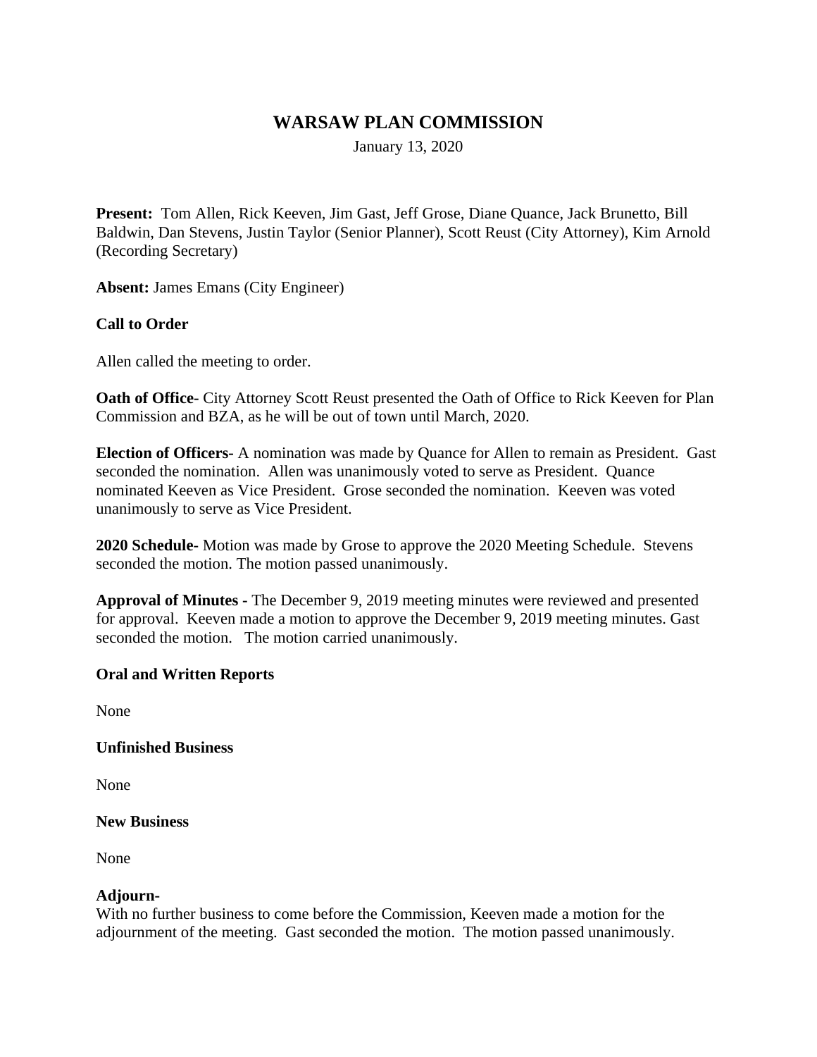# WARSAW PLAN COMMISSION

January 13, 2020

**Present:** Tom Allen, Rick Keeven, Jim Gast, Jeff Grose, Diane Quance, Jack Brunetto, Bill Baldwin, Dan Stevens, Justin Taylor (Senior Planner), Scott Reust (City Attorney), Kim Arnold (Recording Secretary)

**Absent:** James Emans (City Engineer)

**Call to Order**

Allen called the meeting to order.

**Oath of Office-** City Attorney Scott Reust presented the Oath of Office to Rick Keeven for Plan Commission and BZA, as he will be out of town until March, 2020.

**Election of Officers-** A nomination was made by Quance for Allen to remain as President. Gast seconded the nomination. Allen was unanimously voted to serve as President. Quance nominated Keeven as Vice President. Grose seconded the nomination. Keeven was voted unanimously to serve as Vice President.

**2020 Schedule-** Motion was made by Grose to approve the 2020 Meeting Schedule. Stevens seconded the motion. The motion passed unanimously.

**Approval of Minutes -** The December 9, 2019 meeting minutes were reviewed and presented for approval. Keeven made a motion to approve the December 9, 2019 meeting minutes. Gast seconded the motion. The motion carried unanimously.

**Oral and Written Reports**

None

**Unfinished Business**

None

**New Business**

None

**Adjourn-**

With no further business to come before the Commission, Keeven made a motion for the adjournment of the meeting. Gast seconded the motion. The motion passed unanimously.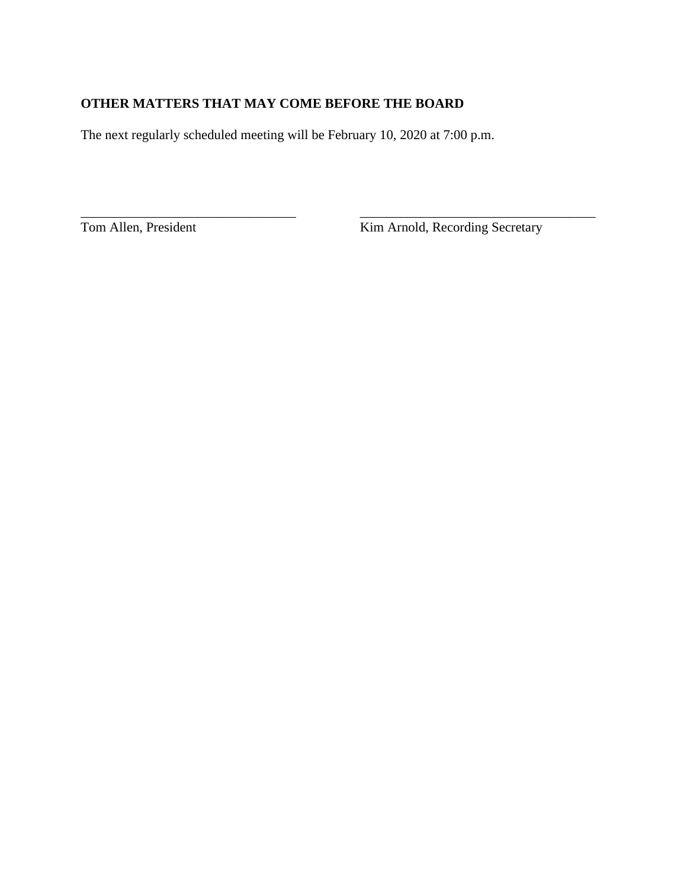**OTHER MATTERS THAT MAY COME BEFORE THE BOARD**

The next regularly scheduled meeting will be February 10, 2020 at 7:00 p.m.

________________________________ ___________________________________

Tom Allen, President Kim Arnold, Recording Secretary